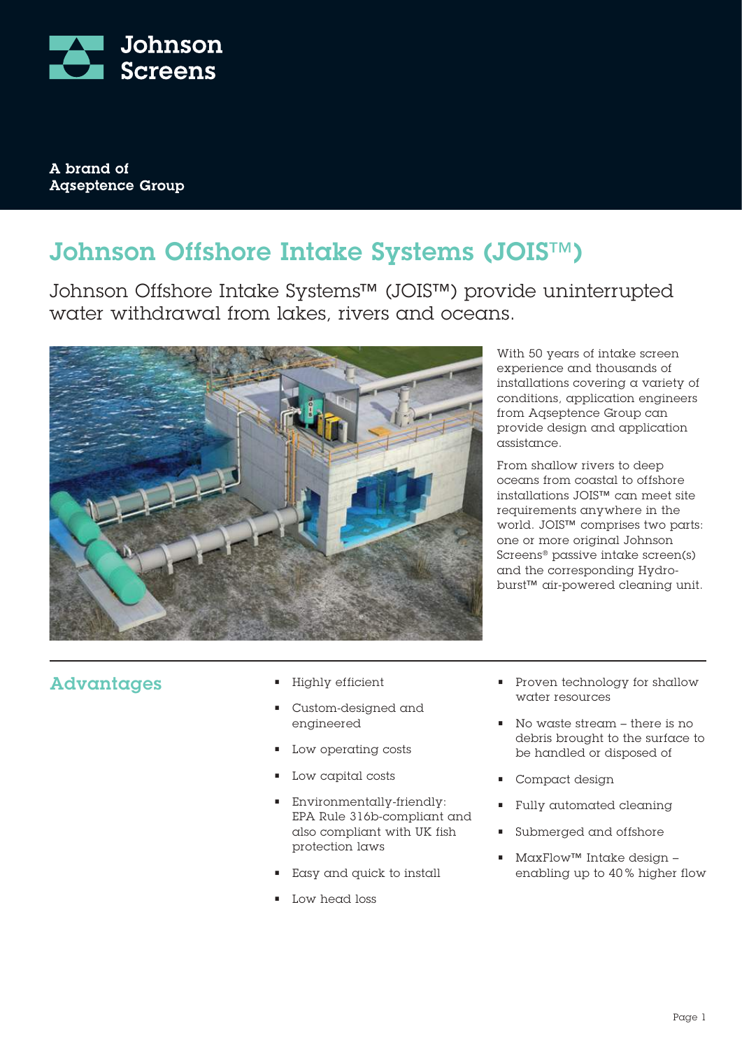Johnson Screens

A brand of Aqseptence Group

# Johnson Offshore Intake Systems (JOIS™)

Johnson Offshore Intake Systems™ (JOIS™) provide uninterrupted water withdrawal from lakes, rivers and oceans.

With 50 years of intake screen experience and thousands of installations covering a variety of conditions, application engineers from Aqseptence Group can provide design and application assistance.

From shallow rivers to deep oceans from coastal to offshore installations JOIS™ can meet site requirements anywhere in the world. JOIS™ comprises two parts: one or more original Johnson Screens® passive intake screen(s) and the corresponding Hydroburst™ air-powered cleaning unit.

## Advantages

- Highly efficient
- Custom-designed and engineered
- Low operating costs
- Low capital costs
- Environmentally-friendly: EPA Rule 316b-compliant and also compliant with UK fish protection laws
- Easy and quick to install
- Low head loss
- Proven technology for shallow water resources
- No waste stream – there is no debris brought to the surface to be handled or disposed of
- Compact design
- Fully automated cleaning
- Submerged and offshore
- MaxFlow™ Intake design – enabling up to 40 % higher flow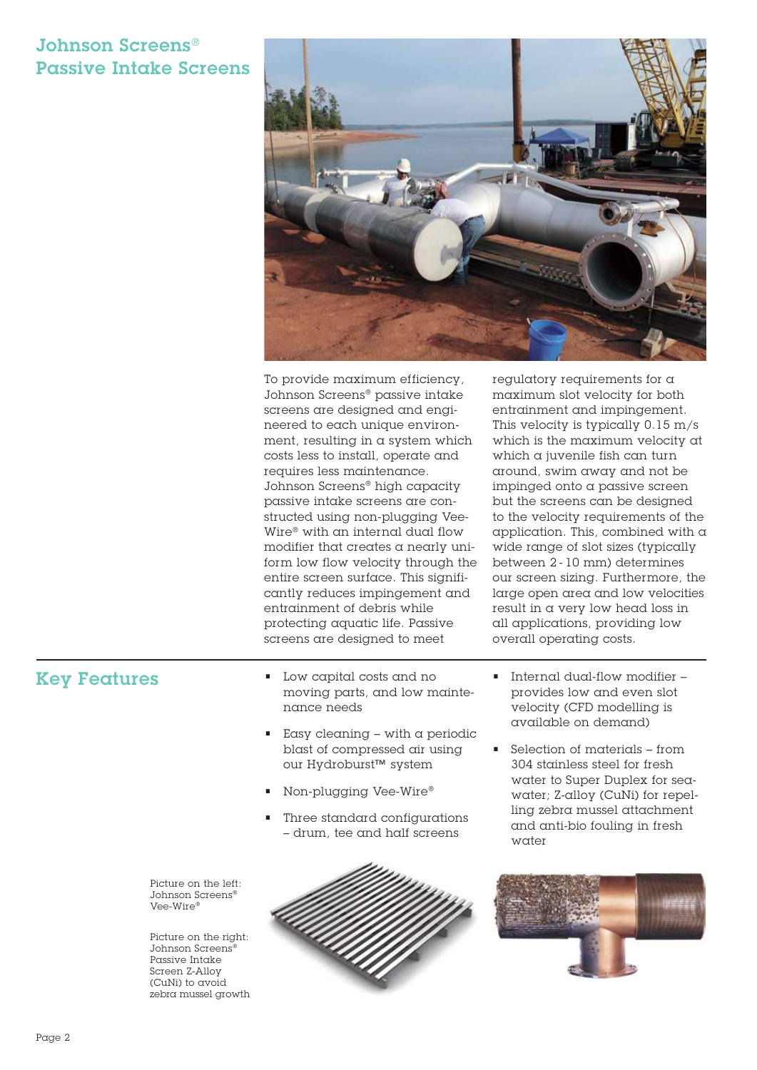# Johnson Screens® Passive Intake Screens

To provide maximum efficiency, Johnson Screens® passive intake screens are designed and engineered to each unique environment, resulting in a system which costs less to install, operate and requires less maintenance. Johnson Screens® high capacity passive intake screens are constructed using non-plugging Vee-Wire® with an internal dual flow modifier that creates a nearly uniform low flow velocity through the entire screen surface. This significantly reduces impingement and entrainment of debris while protecting aquatic life. Passive screens are designed to meet regulatory requirements for a maximum slot velocity for both entrainment and impingement. This velocity is typically 0.15 m/s which is the maximum velocity at which a juvenile fish can turn around, swim away and not be impinged onto a passive screen but the screens can be designed to the velocity requirements of the application. This, combined with a wide range of slot sizes (typically between 2 - 10 mm) determines our screen sizing. Furthermore, the large open area and low velocities result in a very low head loss in all applications, providing low overall operating costs.

## Key Features

- Low capital costs and no moving parts, and low maintenance needs
- Easy cleaning – with a periodic blast of compressed air using our Hydroburst™ system
- Non-plugging Vee-Wire®
- Three standard configurations – drum, tee and half screens
- Internal dual-flow modifier – provides low and even slot velocity (CFD modelling is available on demand)
- Selection of materials – from 304 stainless steel for fresh water to Super Duplex for seawater; Z-alloy (CuNi) for repelling zebra mussel attachment and anti-bio fouling in fresh water

Picture on the left: Johnson Screens® Vee-Wire®

Picture on the right: Johnson Screens® Passive Intake Screen Z-Alloy (CuNi) to avoid zebra mussel growth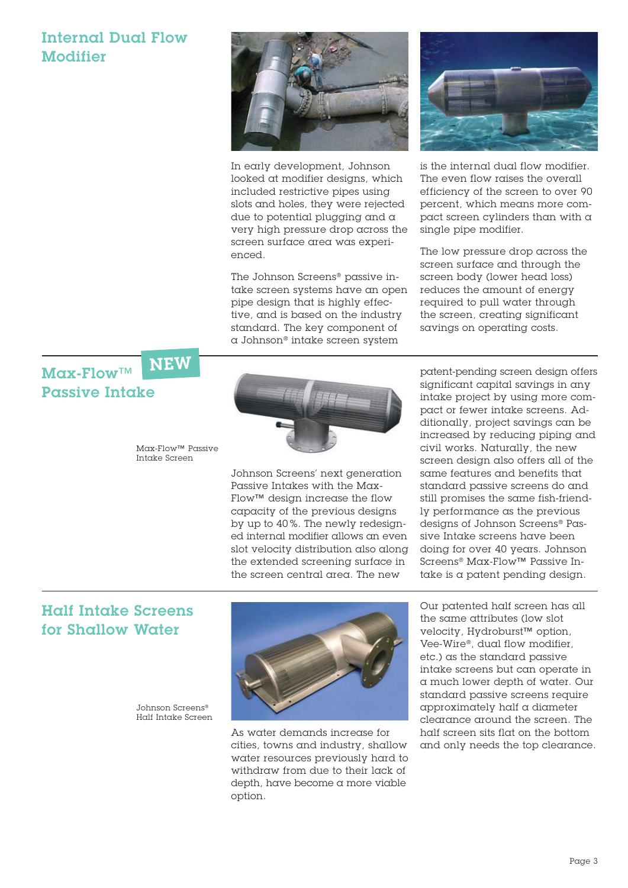## Internal Dual Flow Modifier

In early development, Johnson looked at modifier designs, which included restrictive pipes using slots and holes, they were rejected due to potential plugging and a very high pressure drop across the screen surface area was experienced.

The Johnson Screens® passive intake screen systems have an open pipe design that is highly effective, and is based on the industry standard. The key component of a Johnson® intake screen system is the internal dual flow modifier. The even flow raises the overall efficiency of the screen to over 90 percent, which means more compact screen cylinders than with a single pipe modifier.

The low pressure drop across the screen surface and through the screen body (lower head loss) reduces the amount of energy required to pull water through the screen, creating significant savings on operating costs.

## Max-Flow™ Passive Intake

**NEW**

Max-Flow™ Passive Intake Screen

Johnson Screens' next generation Passive Intakes with the Max-Flow™ design increase the flow capacity of the previous designs by up to 40 %. The newly redesigned internal modifier allows an even slot velocity distribution also along the extended screening surface in the screen central area. The new patent-pending screen design offers significant capital savings in any intake project by using more compact or fewer intake screens. Additionally, project savings can be increased by reducing piping and civil works. Naturally, the new screen design also offers all of the same features and benefits that standard passive screens do and still promises the same fish-friendly performance as the previous designs of Johnson Screens® Passive Intake screens have been doing for over 40 years. Johnson Screens® Max-Flow™ Passive Intake is a patent pending design.

## Half Intake Screens for Shallow Water

Johnson Screens® Half Intake Screen

As water demands increase for cities, towns and industry, shallow water resources previously hard to withdraw from due to their lack of depth, have become a more viable option.

Our patented half screen has all the same attributes (low slot velocity, Hydroburst™ option, Vee-Wire®, dual flow modifier, etc.) as the standard passive intake screens but can operate in a much lower depth of water. Our standard passive screens require approximately half a diameter clearance around the screen. The half screen sits flat on the bottom and only needs the top clearance.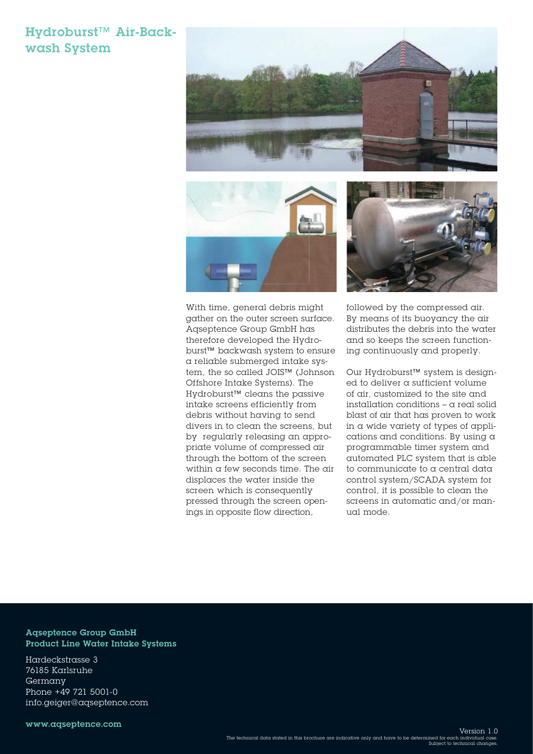# Hydroburst™ Air-Backwash System

With time, general debris might gather on the outer screen surface. Aqseptence Group GmbH has therefore developed the Hydroburst™ backwash system to ensure a reliable submerged intake system, the so called JOIS™ (Johnson Offshore Intake Systems). The Hydroburst™ cleans the passive intake screens efficiently from debris without having to send divers in to clean the screens, but by regularly releasing an appropriate volume of compressed air through the bottom of the screen within a few seconds time. The air displaces the water inside the screen which is consequently pressed through the screen openings in opposite flow direction, followed by the compressed air. By means of its buoyancy the air distributes the debris into the water and so keeps the screen functioning continuously and properly.

Our Hydroburst™ system is designed to deliver a sufficient volume of air, customized to the site and installation conditions – a real solid blast of air that has proven to work in a wide variety of types of applications and conditions. By using a programmable timer system and automated PLC system that is able to communicate to a central data control system/SCADA system for control, it is possible to clean the screens in automatic and/or manual mode.

**Aqseptence Group GmbH**
**Product Line Water Intake Systems**

Hardeckstrasse 3
76185 Karlsruhe
Germany
Phone +49 721 5001-0
info.geiger@aqseptence.com

**www.aqseptence.com**

Version 1.0

The technical data stated in this brochure are indicative only and have to be determined for each individual case. Subject to technical changes.